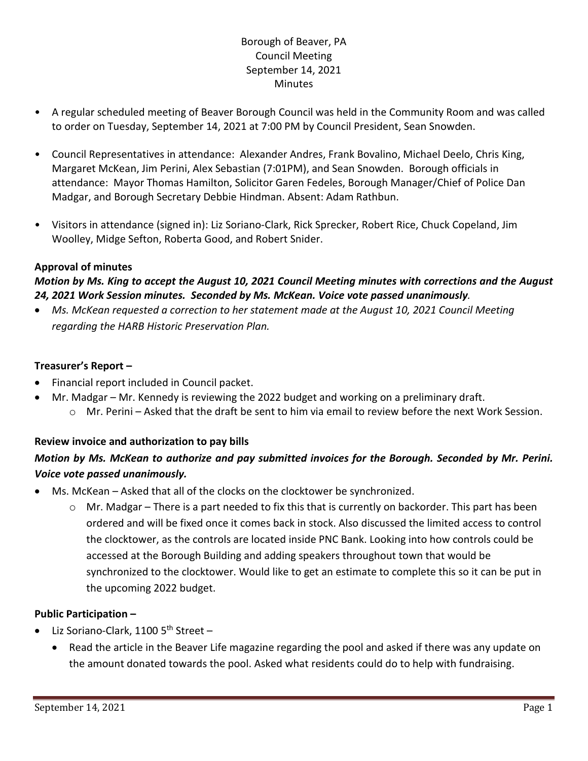Borough of Beaver, PA
Council Meeting
September 14, 2021
Minutes

- A regular scheduled meeting of Beaver Borough Council was held in the Community Room and was called to order on Tuesday, September 14, 2021 at 7:00 PM by Council President, Sean Snowden.
- Council Representatives in attendance: Alexander Andres, Frank Bovalino, Michael Deelo, Chris King, Margaret McKean, Jim Perini, Alex Sebastian (7:01PM), and Sean Snowden. Borough officials in attendance: Mayor Thomas Hamilton, Solicitor Garen Fedeles, Borough Manager/Chief of Police Dan Madgar, and Borough Secretary Debbie Hindman. Absent: Adam Rathbun.
- Visitors in attendance (signed in): Liz Soriano-Clark, Rick Sprecker, Robert Rice, Chuck Copeland, Jim Woolley, Midge Sefton, Roberta Good, and Robert Snider.

**Approval of minutes**

***Motion by Ms. King to accept the August 10, 2021 Council Meeting minutes with corrections and the August 24, 2021 Work Session minutes. Seconded by Ms. McKean. Voice vote passed unanimously.***

- *Ms. McKean requested a correction to her statement made at the August 10, 2021 Council Meeting regarding the HARB Historic Preservation Plan.*

**Treasurer's Report –**

- Financial report included in Council packet.
- Mr. Madgar – Mr. Kennedy is reviewing the 2022 budget and working on a preliminary draft.
  - Mr. Perini – Asked that the draft be sent to him via email to review before the next Work Session.

**Review invoice and authorization to pay bills**

***Motion by Ms. McKean to authorize and pay submitted invoices for the Borough. Seconded by Mr. Perini. Voice vote passed unanimously.***

- Ms. McKean – Asked that all of the clocks on the clocktower be synchronized.
  - Mr. Madgar – There is a part needed to fix this that is currently on backorder. This part has been ordered and will be fixed once it comes back in stock. Also discussed the limited access to control the clocktower, as the controls are located inside PNC Bank. Looking into how controls could be accessed at the Borough Building and adding speakers throughout town that would be synchronized to the clocktower. Would like to get an estimate to complete this so it can be put in the upcoming 2022 budget.

**Public Participation –**

- Liz Soriano-Clark, 1100 5th Street –
  - Read the article in the Beaver Life magazine regarding the pool and asked if there was any update on the amount donated towards the pool. Asked what residents could do to help with fundraising.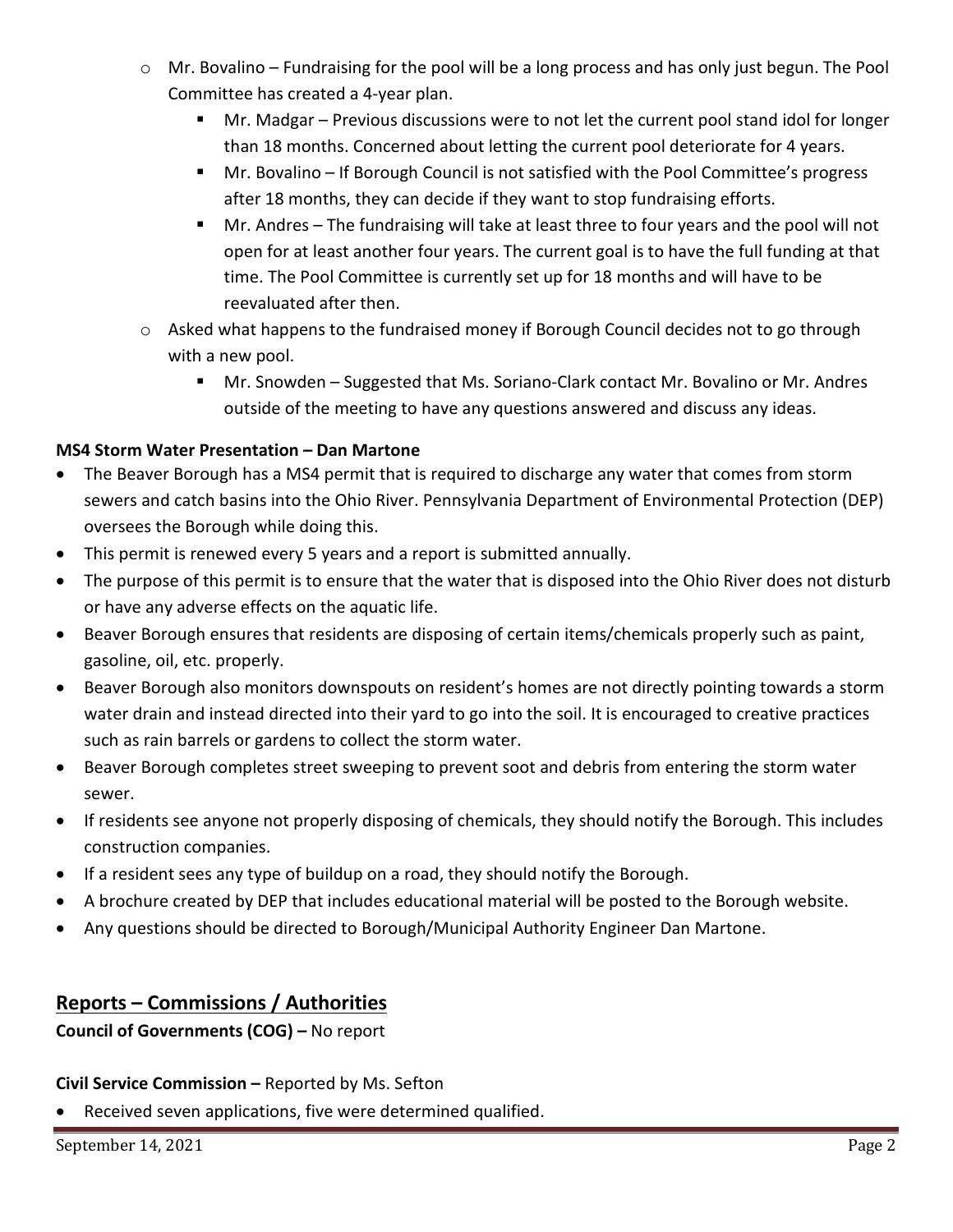- Mr. Bovalino – Fundraising for the pool will be a long process and has only just begun. The Pool Committee has created a 4-year plan.
  - Mr. Madgar – Previous discussions were to not let the current pool stand idol for longer than 18 months. Concerned about letting the current pool deteriorate for 4 years.
  - Mr. Bovalino – If Borough Council is not satisfied with the Pool Committee's progress after 18 months, they can decide if they want to stop fundraising efforts.
  - Mr. Andres – The fundraising will take at least three to four years and the pool will not open for at least another four years. The current goal is to have the full funding at that time. The Pool Committee is currently set up for 18 months and will have to be reevaluated after then.
- Asked what happens to the fundraised money if Borough Council decides not to go through with a new pool.
  - Mr. Snowden – Suggested that Ms. Soriano-Clark contact Mr. Bovalino or Mr. Andres outside of the meeting to have any questions answered and discuss any ideas.

**MS4 Storm Water Presentation – Dan Martone**

- The Beaver Borough has a MS4 permit that is required to discharge any water that comes from storm sewers and catch basins into the Ohio River. Pennsylvania Department of Environmental Protection (DEP) oversees the Borough while doing this.
- This permit is renewed every 5 years and a report is submitted annually.
- The purpose of this permit is to ensure that the water that is disposed into the Ohio River does not disturb or have any adverse effects on the aquatic life.
- Beaver Borough ensures that residents are disposing of certain items/chemicals properly such as paint, gasoline, oil, etc. properly.
- Beaver Borough also monitors downspouts on resident's homes are not directly pointing towards a storm water drain and instead directed into their yard to go into the soil. It is encouraged to creative practices such as rain barrels or gardens to collect the storm water.
- Beaver Borough completes street sweeping to prevent soot and debris from entering the storm water sewer.
- If residents see anyone not properly disposing of chemicals, they should notify the Borough. This includes construction companies.
- If a resident sees any type of buildup on a road, they should notify the Borough.
- A brochure created by DEP that includes educational material will be posted to the Borough website.
- Any questions should be directed to Borough/Municipal Authority Engineer Dan Martone.

## Reports – Commissions / Authorities

**Council of Governments (COG) –** No report

**Civil Service Commission –** Reported by Ms. Sefton

- Received seven applications, five were determined qualified.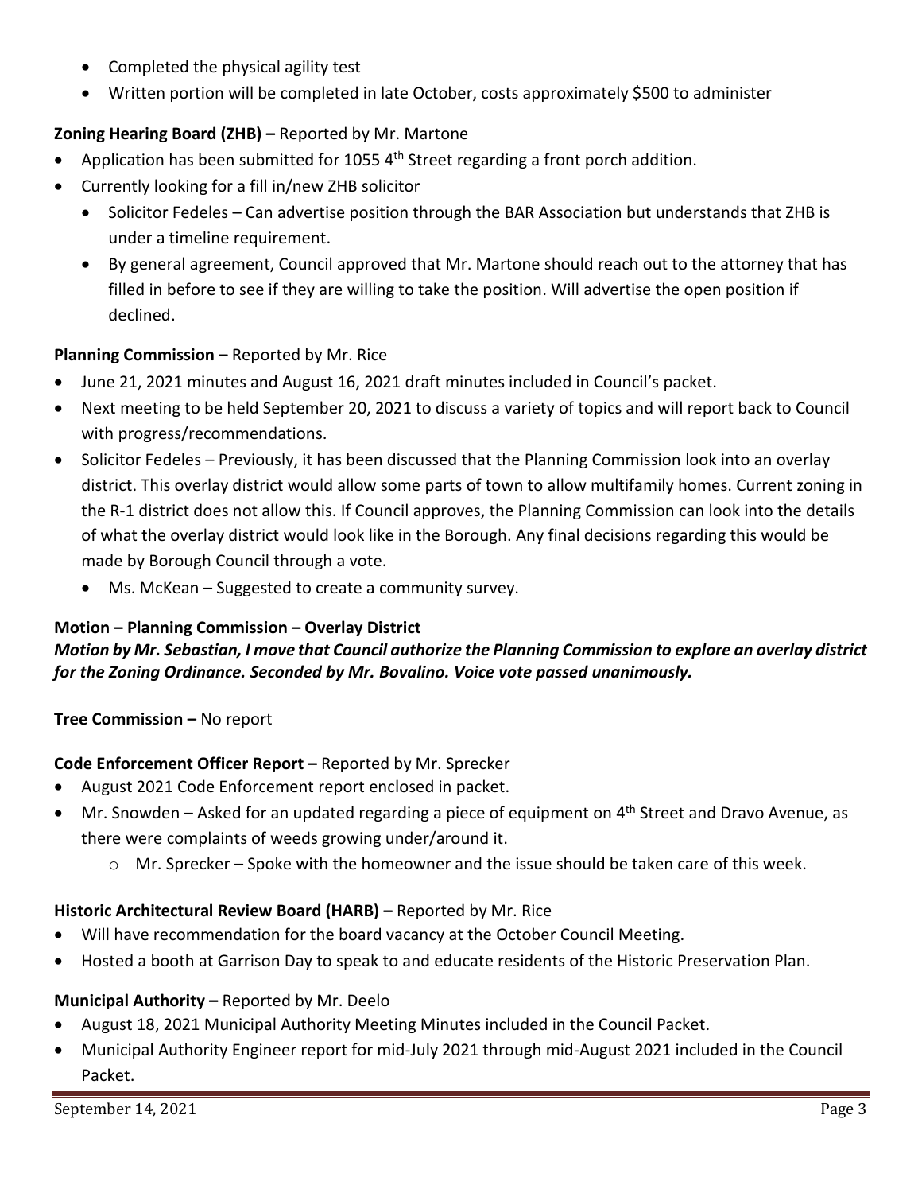- Completed the physical agility test
- Written portion will be completed in late October, costs approximately $500 to administer

**Zoning Hearing Board (ZHB) –** Reported by Mr. Martone

- Application has been submitted for 1055 4th Street regarding a front porch addition.
- Currently looking for a fill in/new ZHB solicitor
  - Solicitor Fedeles – Can advertise position through the BAR Association but understands that ZHB is under a timeline requirement.
  - By general agreement, Council approved that Mr. Martone should reach out to the attorney that has filled in before to see if they are willing to take the position. Will advertise the open position if declined.

**Planning Commission –** Reported by Mr. Rice

- June 21, 2021 minutes and August 16, 2021 draft minutes included in Council's packet.
- Next meeting to be held September 20, 2021 to discuss a variety of topics and will report back to Council with progress/recommendations.
- Solicitor Fedeles – Previously, it has been discussed that the Planning Commission look into an overlay district. This overlay district would allow some parts of town to allow multifamily homes. Current zoning in the R-1 district does not allow this. If Council approves, the Planning Commission can look into the details of what the overlay district would look like in the Borough. Any final decisions regarding this would be made by Borough Council through a vote.
  - Ms. McKean – Suggested to create a community survey.

**Motion – Planning Commission – Overlay District**

***Motion by Mr. Sebastian, I move that Council authorize the Planning Commission to explore an overlay district for the Zoning Ordinance. Seconded by Mr. Bovalino. Voice vote passed unanimously.***

**Tree Commission –** No report

**Code Enforcement Officer Report –** Reported by Mr. Sprecker

- August 2021 Code Enforcement report enclosed in packet.
- Mr. Snowden – Asked for an updated regarding a piece of equipment on 4th Street and Dravo Avenue, as there were complaints of weeds growing under/around it.
  - Mr. Sprecker – Spoke with the homeowner and the issue should be taken care of this week.

**Historic Architectural Review Board (HARB) –** Reported by Mr. Rice

- Will have recommendation for the board vacancy at the October Council Meeting.
- Hosted a booth at Garrison Day to speak to and educate residents of the Historic Preservation Plan.

**Municipal Authority –** Reported by Mr. Deelo

- August 18, 2021 Municipal Authority Meeting Minutes included in the Council Packet.
- Municipal Authority Engineer report for mid-July 2021 through mid-August 2021 included in the Council Packet.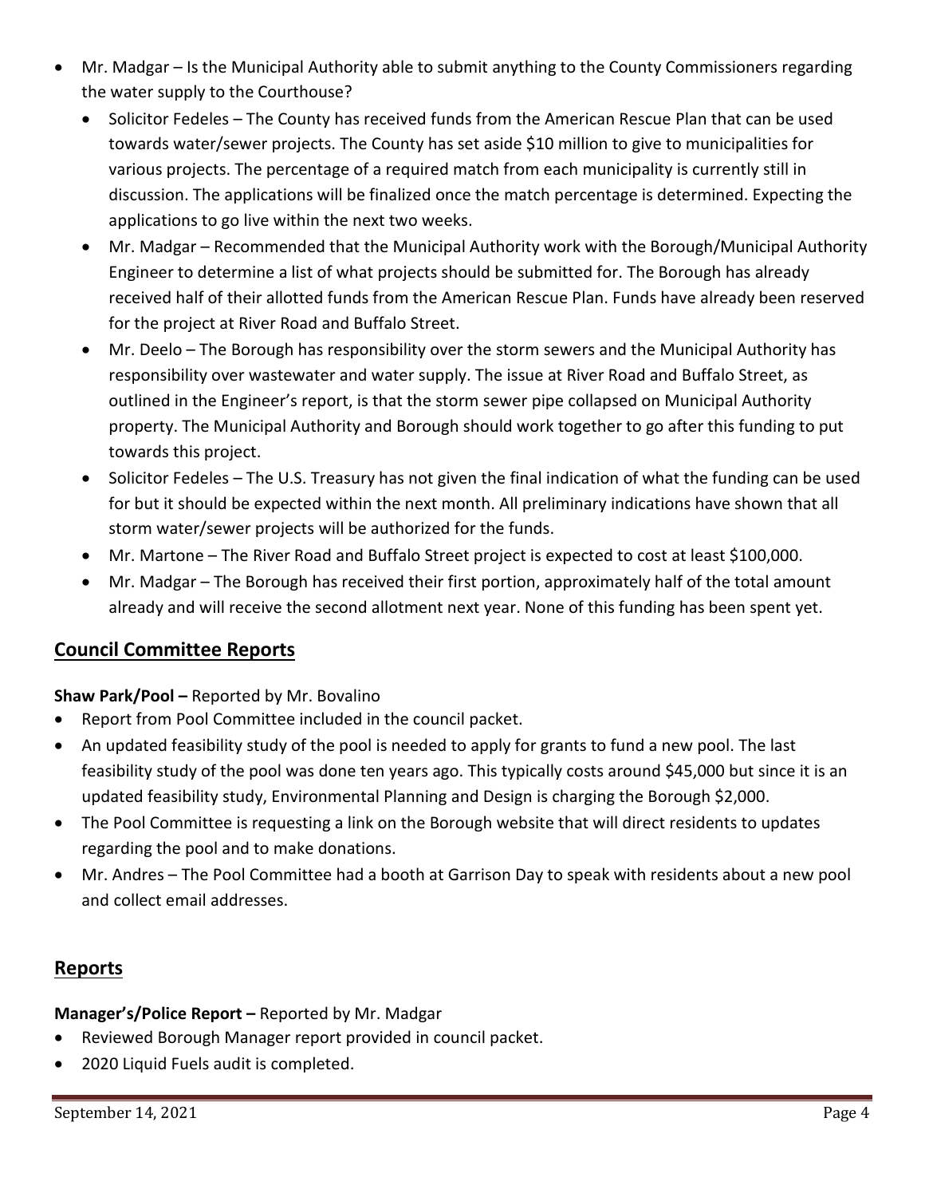- Mr. Madgar – Is the Municipal Authority able to submit anything to the County Commissioners regarding the water supply to the Courthouse?
  - Solicitor Fedeles – The County has received funds from the American Rescue Plan that can be used towards water/sewer projects. The County has set aside $10 million to give to municipalities for various projects. The percentage of a required match from each municipality is currently still in discussion. The applications will be finalized once the match percentage is determined. Expecting the applications to go live within the next two weeks.
  - Mr. Madgar – Recommended that the Municipal Authority work with the Borough/Municipal Authority Engineer to determine a list of what projects should be submitted for. The Borough has already received half of their allotted funds from the American Rescue Plan. Funds have already been reserved for the project at River Road and Buffalo Street.
  - Mr. Deelo – The Borough has responsibility over the storm sewers and the Municipal Authority has responsibility over wastewater and water supply. The issue at River Road and Buffalo Street, as outlined in the Engineer's report, is that the storm sewer pipe collapsed on Municipal Authority property. The Municipal Authority and Borough should work together to go after this funding to put towards this project.
  - Solicitor Fedeles – The U.S. Treasury has not given the final indication of what the funding can be used for but it should be expected within the next month. All preliminary indications have shown that all storm water/sewer projects will be authorized for the funds.
  - Mr. Martone – The River Road and Buffalo Street project is expected to cost at least $100,000.
  - Mr. Madgar – The Borough has received their first portion, approximately half of the total amount already and will receive the second allotment next year. None of this funding has been spent yet.

## Council Committee Reports

**Shaw Park/Pool –** Reported by Mr. Bovalino

- Report from Pool Committee included in the council packet.
- An updated feasibility study of the pool is needed to apply for grants to fund a new pool. The last feasibility study of the pool was done ten years ago. This typically costs around $45,000 but since it is an updated feasibility study, Environmental Planning and Design is charging the Borough $2,000.
- The Pool Committee is requesting a link on the Borough website that will direct residents to updates regarding the pool and to make donations.
- Mr. Andres – The Pool Committee had a booth at Garrison Day to speak with residents about a new pool and collect email addresses.

## Reports

**Manager's/Police Report –** Reported by Mr. Madgar

- Reviewed Borough Manager report provided in council packet.
- 2020 Liquid Fuels audit is completed.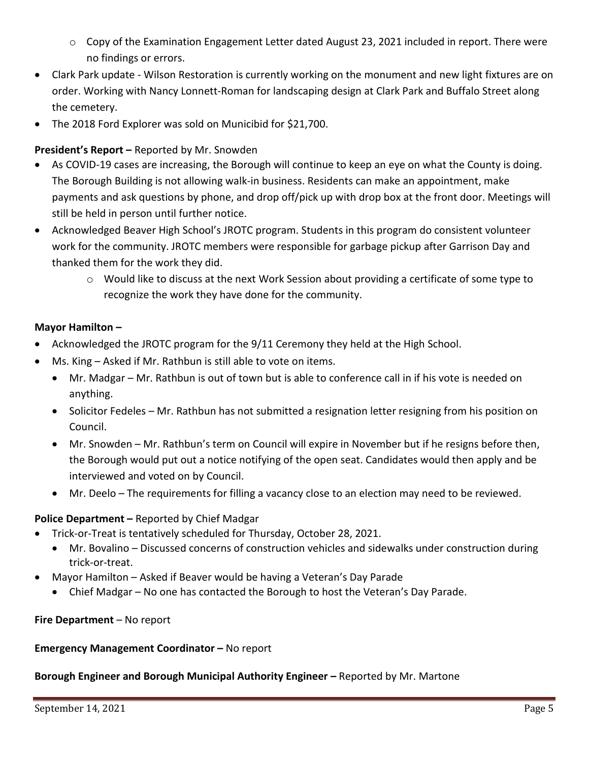- Copy of the Examination Engagement Letter dated August 23, 2021 included in report. There were no findings or errors.
- Clark Park update - Wilson Restoration is currently working on the monument and new light fixtures are on order. Working with Nancy Lonnett-Roman for landscaping design at Clark Park and Buffalo Street along the cemetery.
- The 2018 Ford Explorer was sold on Municibid for $21,700.

**President's Report –** Reported by Mr. Snowden

- As COVID-19 cases are increasing, the Borough will continue to keep an eye on what the County is doing. The Borough Building is not allowing walk-in business. Residents can make an appointment, make payments and ask questions by phone, and drop off/pick up with drop box at the front door. Meetings will still be held in person until further notice.
- Acknowledged Beaver High School's JROTC program. Students in this program do consistent volunteer work for the community. JROTC members were responsible for garbage pickup after Garrison Day and thanked them for the work they did.
  - Would like to discuss at the next Work Session about providing a certificate of some type to recognize the work they have done for the community.

**Mayor Hamilton –**

- Acknowledged the JROTC program for the 9/11 Ceremony they held at the High School.
- Ms. King – Asked if Mr. Rathbun is still able to vote on items.
  - Mr. Madgar – Mr. Rathbun is out of town but is able to conference call in if his vote is needed on anything.
  - Solicitor Fedeles – Mr. Rathbun has not submitted a resignation letter resigning from his position on Council.
  - Mr. Snowden – Mr. Rathbun's term on Council will expire in November but if he resigns before then, the Borough would put out a notice notifying of the open seat. Candidates would then apply and be interviewed and voted on by Council.
  - Mr. Deelo – The requirements for filling a vacancy close to an election may need to be reviewed.

**Police Department –** Reported by Chief Madgar

- Trick-or-Treat is tentatively scheduled for Thursday, October 28, 2021.
  - Mr. Bovalino – Discussed concerns of construction vehicles and sidewalks under construction during trick-or-treat.
- Mayor Hamilton – Asked if Beaver would be having a Veteran's Day Parade
  - Chief Madgar – No one has contacted the Borough to host the Veteran's Day Parade.

**Fire Department** – No report

**Emergency Management Coordinator –** No report

**Borough Engineer and Borough Municipal Authority Engineer –** Reported by Mr. Martone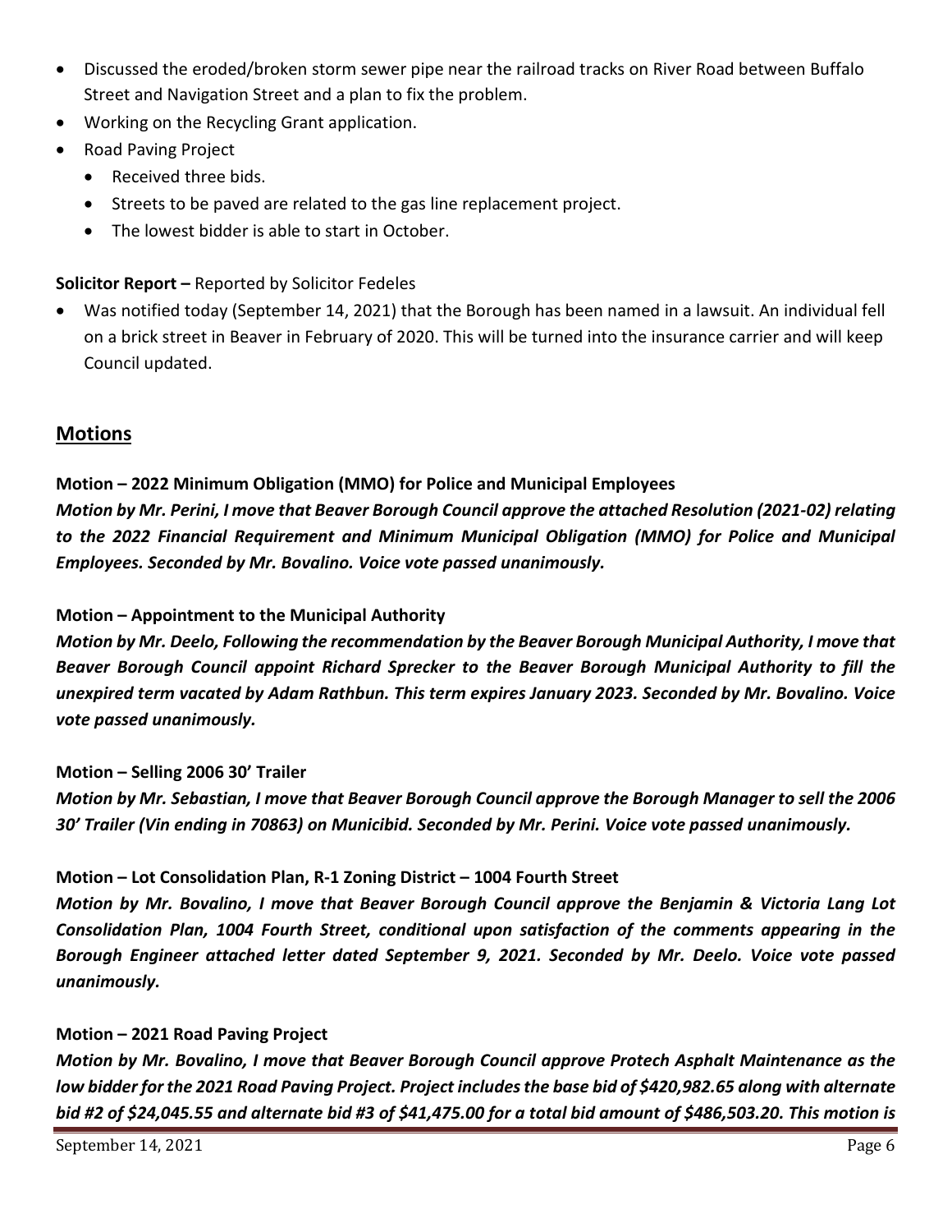- Discussed the eroded/broken storm sewer pipe near the railroad tracks on River Road between Buffalo Street and Navigation Street and a plan to fix the problem.
- Working on the Recycling Grant application.
- Road Paving Project
  - Received three bids.
  - Streets to be paved are related to the gas line replacement project.
  - The lowest bidder is able to start in October.

**Solicitor Report –** Reported by Solicitor Fedeles

- Was notified today (September 14, 2021) that the Borough has been named in a lawsuit. An individual fell on a brick street in Beaver in February of 2020. This will be turned into the insurance carrier and will keep Council updated.

## Motions

**Motion – 2022 Minimum Obligation (MMO) for Police and Municipal Employees**

***Motion by Mr. Perini, I move that Beaver Borough Council approve the attached Resolution (2021-02) relating to the 2022 Financial Requirement and Minimum Municipal Obligation (MMO) for Police and Municipal Employees. Seconded by Mr. Bovalino. Voice vote passed unanimously.***

**Motion – Appointment to the Municipal Authority**

***Motion by Mr. Deelo, Following the recommendation by the Beaver Borough Municipal Authority, I move that Beaver Borough Council appoint Richard Sprecker to the Beaver Borough Municipal Authority to fill the unexpired term vacated by Adam Rathbun. This term expires January 2023. Seconded by Mr. Bovalino. Voice vote passed unanimously.***

**Motion – Selling 2006 30' Trailer**

***Motion by Mr. Sebastian, I move that Beaver Borough Council approve the Borough Manager to sell the 2006 30' Trailer (Vin ending in 70863) on Municibid. Seconded by Mr. Perini. Voice vote passed unanimously.***

**Motion – Lot Consolidation Plan, R-1 Zoning District – 1004 Fourth Street**

***Motion by Mr. Bovalino, I move that Beaver Borough Council approve the Benjamin & Victoria Lang Lot Consolidation Plan, 1004 Fourth Street, conditional upon satisfaction of the comments appearing in the Borough Engineer attached letter dated September 9, 2021. Seconded by Mr. Deelo. Voice vote passed unanimously.***

**Motion – 2021 Road Paving Project**

***Motion by Mr. Bovalino, I move that Beaver Borough Council approve Protech Asphalt Maintenance as the low bidder for the 2021 Road Paving Project. Project includes the base bid of $420,982.65 along with alternate bid #2 of $24,045.55 and alternate bid #3 of $41,475.00 for a total bid amount of $486,503.20. This motion is***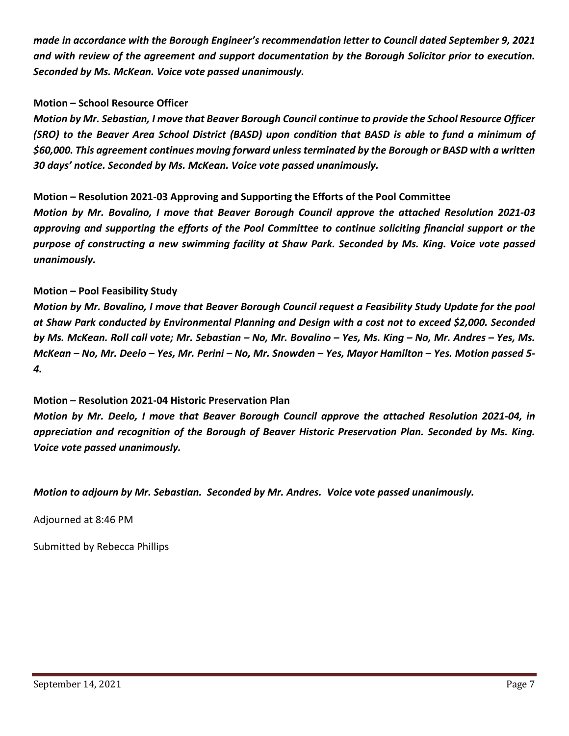***made in accordance with the Borough Engineer's recommendation letter to Council dated September 9, 2021 and with review of the agreement and support documentation by the Borough Solicitor prior to execution. Seconded by Ms. McKean. Voice vote passed unanimously.***

**Motion – School Resource Officer**

***Motion by Mr. Sebastian, I move that Beaver Borough Council continue to provide the School Resource Officer (SRO) to the Beaver Area School District (BASD) upon condition that BASD is able to fund a minimum of $60,000. This agreement continues moving forward unless terminated by the Borough or BASD with a written 30 days' notice. Seconded by Ms. McKean. Voice vote passed unanimously.***

**Motion – Resolution 2021-03 Approving and Supporting the Efforts of the Pool Committee**

***Motion by Mr. Bovalino, I move that Beaver Borough Council approve the attached Resolution 2021-03 approving and supporting the efforts of the Pool Committee to continue soliciting financial support or the purpose of constructing a new swimming facility at Shaw Park. Seconded by Ms. King. Voice vote passed unanimously.***

**Motion – Pool Feasibility Study**

***Motion by Mr. Bovalino, I move that Beaver Borough Council request a Feasibility Study Update for the pool at Shaw Park conducted by Environmental Planning and Design with a cost not to exceed $2,000. Seconded by Ms. McKean. Roll call vote; Mr. Sebastian – No, Mr. Bovalino – Yes, Ms. King – No, Mr. Andres – Yes, Ms. McKean – No, Mr. Deelo – Yes, Mr. Perini – No, Mr. Snowden – Yes, Mayor Hamilton – Yes. Motion passed 5-4.***

**Motion – Resolution 2021-04 Historic Preservation Plan**

***Motion by Mr. Deelo, I move that Beaver Borough Council approve the attached Resolution 2021-04, in appreciation and recognition of the Borough of Beaver Historic Preservation Plan. Seconded by Ms. King. Voice vote passed unanimously.***

***Motion to adjourn by Mr. Sebastian. Seconded by Mr. Andres. Voice vote passed unanimously.***

Adjourned at 8:46 PM

Submitted by Rebecca Phillips